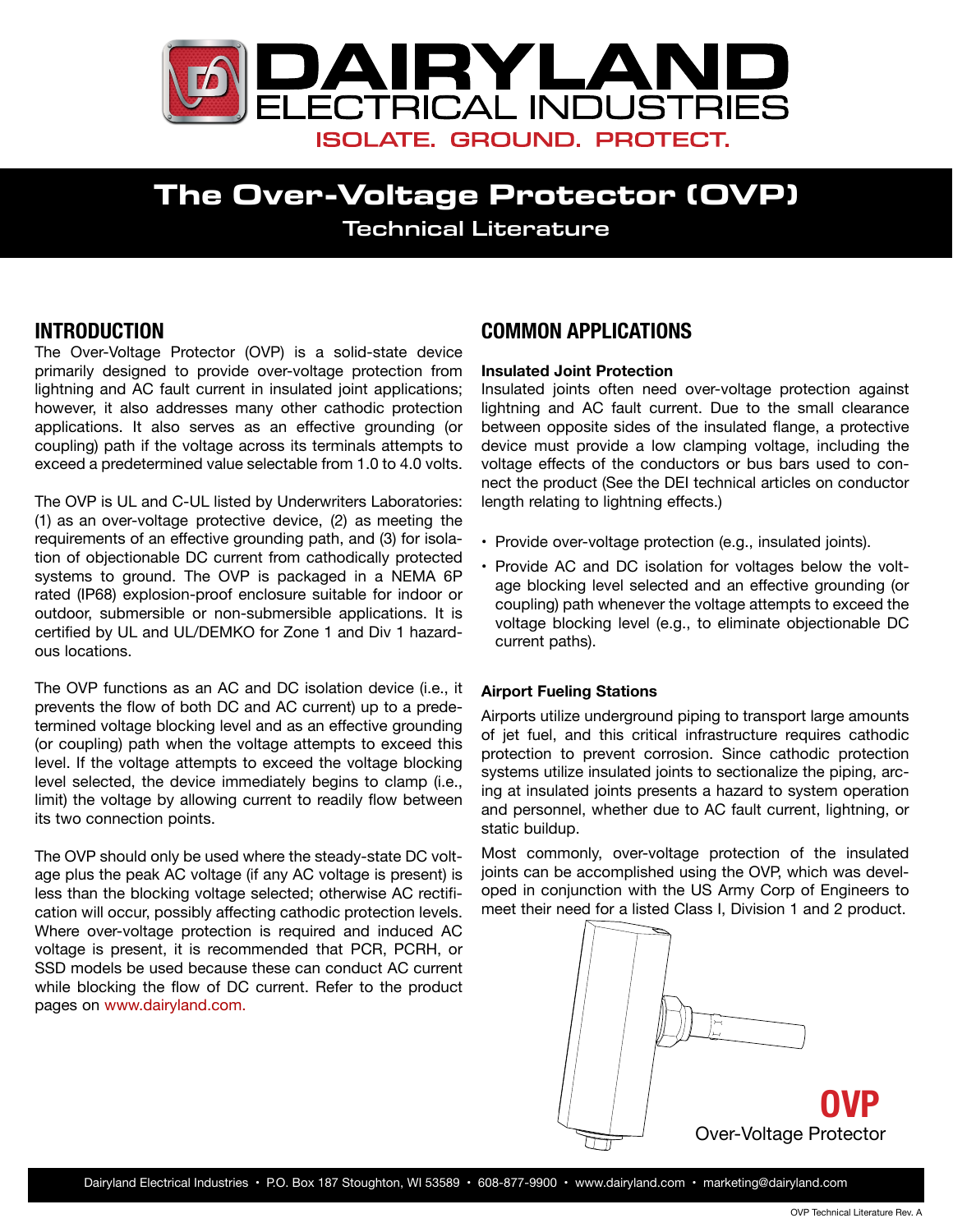# DAIRYLAND ELECTRICAL INDUSTRIES

ISOLATE. GROUND. PROTECT.

# The Over-Voltage Protector (OVP)

Technical Literature

## INTRODUCTION

The Over-Voltage Protector (OVP) is a solid-state device primarily designed to provide over-voltage protection from lightning and AC fault current in insulated joint applications; however, it also addresses many other cathodic protection applications. It also serves as an effective grounding (or coupling) path if the voltage across its terminals attempts to exceed a predetermined value selectable from 1.0 to 4.0 volts.

The OVP is UL and C-UL listed by Underwriters Laboratories: (1) as an over-voltage protective device, (2) as meeting the requirements of an effective grounding path, and (3) for isolation of objectionable DC current from cathodically protected systems to ground. The OVP is packaged in a NEMA 6P rated (IP68) explosion-proof enclosure suitable for indoor or outdoor, submersible or non-submersible applications. It is certified by UL and UL/DEMKO for Zone 1 and Div 1 hazardous locations.

The OVP functions as an AC and DC isolation device (i.e., it prevents the flow of both DC and AC current) up to a predetermined voltage blocking level and as an effective grounding (or coupling) path when the voltage attempts to exceed this level. If the voltage attempts to exceed the voltage blocking level selected, the device immediately begins to clamp (i.e., limit) the voltage by allowing current to readily flow between its two connection points.

The OVP should only be used where the steady-state DC voltage plus the peak AC voltage (if any AC voltage is present) is less than the blocking voltage selected; otherwise AC rectification will occur, possibly affecting cathodic protection levels. Where over-voltage protection is required and induced AC voltage is present, it is recommended that PCR, PCRH, or SSD models be used because these can conduct AC current while blocking the flow of DC current. Refer to the product pages on www.dairyland.com.

## COMMON APPLICATIONS

**Insulated Joint Protection**

Insulated joints often need over-voltage protection against lightning and AC fault current. Due to the small clearance between opposite sides of the insulated flange, a protective device must provide a low clamping voltage, including the voltage effects of the conductors or bus bars used to connect the product (See the DEI technical articles on conductor length relating to lightning effects.)

- Provide over-voltage protection (e.g., insulated joints).
- Provide AC and DC isolation for voltages below the voltage blocking level selected and an effective grounding (or coupling) path whenever the voltage attempts to exceed the voltage blocking level (e.g., to eliminate objectionable DC current paths).

**Airport Fueling Stations**

Airports utilize underground piping to transport large amounts of jet fuel, and this critical infrastructure requires cathodic protection to prevent corrosion. Since cathodic protection systems utilize insulated joints to sectionalize the piping, arcing at insulated joints presents a hazard to system operation and personnel, whether due to AC fault current, lightning, or static buildup.

Most commonly, over-voltage protection of the insulated joints can be accomplished using the OVP, which was developed in conjunction with the US Army Corp of Engineers to meet their need for a listed Class I, Division 1 and 2 product.

**OVP**
Over-Voltage Protector

Dairyland Electrical Industries • P.O. Box 187 Stoughton, WI 53589 • 608-877-9900 • www.dairyland.com • marketing@dairyland.com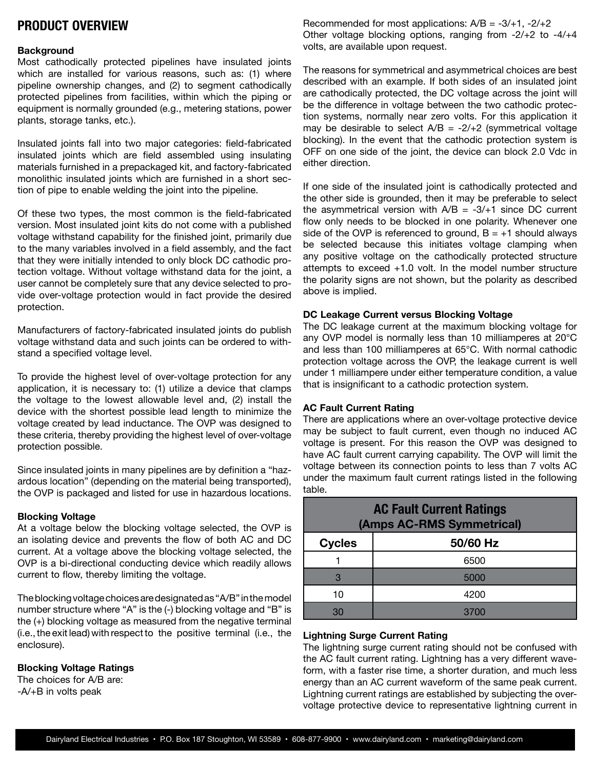## PRODUCT OVERVIEW

**Background**

Most cathodically protected pipelines have insulated joints which are installed for various reasons, such as: (1) where pipeline ownership changes, and (2) to segment cathodically protected pipelines from facilities, within which the piping or equipment is normally grounded (e.g., metering stations, power plants, storage tanks, etc.).

Insulated joints fall into two major categories: field-fabricated insulated joints which are field assembled using insulating materials furnished in a prepackaged kit, and factory-fabricated monolithic insulated joints which are furnished in a short section of pipe to enable welding the joint into the pipeline.

Of these two types, the most common is the field-fabricated version. Most insulated joint kits do not come with a published voltage withstand capability for the finished joint, primarily due to the many variables involved in a field assembly, and the fact that they were initially intended to only block DC cathodic protection voltage. Without voltage withstand data for the joint, a user cannot be completely sure that any device selected to provide over-voltage protection would in fact provide the desired protection.

Manufacturers of factory-fabricated insulated joints do publish voltage withstand data and such joints can be ordered to withstand a specified voltage level.

To provide the highest level of over-voltage protection for any application, it is necessary to: (1) utilize a device that clamps the voltage to the lowest allowable level and, (2) install the device with the shortest possible lead length to minimize the voltage created by lead inductance. The OVP was designed to these criteria, thereby providing the highest level of over-voltage protection possible.

Since insulated joints in many pipelines are by definition a "hazardous location" (depending on the material being transported), the OVP is packaged and listed for use in hazardous locations.

**Blocking Voltage**

At a voltage below the blocking voltage selected, the OVP is an isolating device and prevents the flow of both AC and DC current. At a voltage above the blocking voltage selected, the OVP is a bi-directional conducting device which readily allows current to flow, thereby limiting the voltage.

The blocking voltage choices are designated as "A/B" in the model number structure where "A" is the (-) blocking voltage and "B" is the (+) blocking voltage as measured from the negative terminal (i.e., the exit lead) with respect to the positive terminal (i.e., the enclosure).

**Blocking Voltage Ratings**

The choices for A/B are:
-A/+B in volts peak

Recommended for most applications: A/B = -3/+1, -2/+2
Other voltage blocking options, ranging from -2/+2 to -4/+4 volts, are available upon request.

The reasons for symmetrical and asymmetrical choices are best described with an example. If both sides of an insulated joint are cathodically protected, the DC voltage across the joint will be the difference in voltage between the two cathodic protection systems, normally near zero volts. For this application it may be desirable to select A/B = -2/+2 (symmetrical voltage blocking). In the event that the cathodic protection system is OFF on one side of the joint, the device can block 2.0 Vdc in either direction.

If one side of the insulated joint is cathodically protected and the other side is grounded, then it may be preferable to select the asymmetrical version with A/B = -3/+1 since DC current flow only needs to be blocked in one polarity. Whenever one side of the OVP is referenced to ground, B = +1 should always be selected because this initiates voltage clamping when any positive voltage on the cathodically protected structure attempts to exceed +1.0 volt. In the model number structure the polarity signs are not shown, but the polarity as described above is implied.

**DC Leakage Current versus Blocking Voltage**

The DC leakage current at the maximum blocking voltage for any OVP model is normally less than 10 milliamperes at 20°C and less than 100 milliamperes at 65°C. With normal cathodic protection voltage across the OVP, the leakage current is well under 1 milliampere under either temperature condition, a value that is insignificant to a cathodic protection system.

**AC Fault Current Rating**

There are applications where an over-voltage protective device may be subject to fault current, even though no induced AC voltage is present. For this reason the OVP was designed to have AC fault current carrying capability. The OVP will limit the voltage between its connection points to less than 7 volts AC under the maximum fault current ratings listed in the following table.

| AC Fault Current Ratings (Amps AC-RMS Symmetrical) | |
|---|---|
| **Cycles** | **50/60 Hz** |
| 1 | 6500 |
| 3 | 5000 |
| 10 | 4200 |
| 30 | 3700 |

**Lightning Surge Current Rating**

The lightning surge current rating should not be confused with the AC fault current rating. Lightning has a very different waveform, with a faster rise time, a shorter duration, and much less energy than an AC current waveform of the same peak current. Lightning current ratings are established by subjecting the over-voltage protective device to representative lightning current in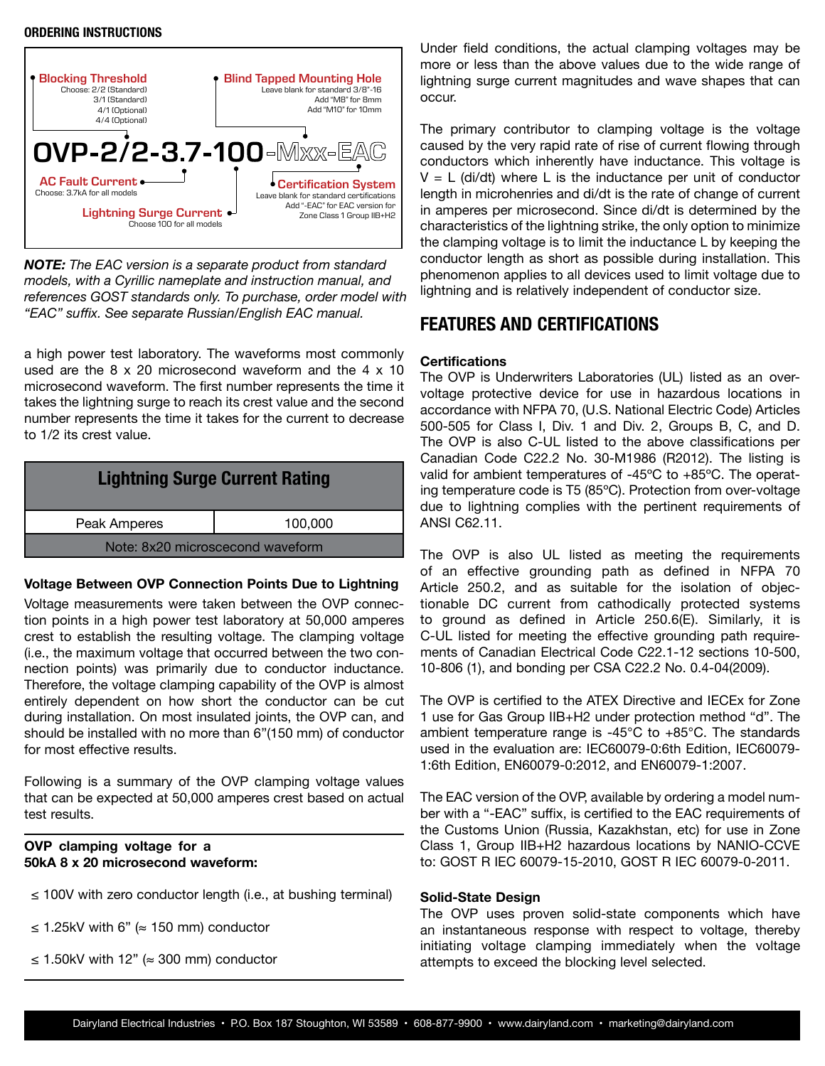**ORDERING INSTRUCTIONS**

**Blocking Threshold**
Choose: 2/2 (Standard)
3/1 (Standard)
4/1 (Optional)
4/4 (Optional)

**Blind Tapped Mounting Hole**
Leave blank for standard 3/8"-16
Add "M8" for 8mm
Add "M10" for 10mm

**OVP-2/2-3.7-100-Mxx-EAC**

**AC Fault Current**
Choose: 3.7kA for all models

**Lightning Surge Current**
Choose 100 for all models

**Certification System**
Leave blank for standard certifications
Add "-EAC" for EAC version for Zone Class 1 Group IIB+H2

***NOTE:*** *The EAC version is a separate product from standard models, with a Cyrillic nameplate and instruction manual, and references GOST standards only. To purchase, order model with "EAC" suffix. See separate Russian/English EAC manual.*

a high power test laboratory. The waveforms most commonly used are the 8 x 20 microsecond waveform and the 4 x 10 microsecond waveform. The first number represents the time it takes the lightning surge to reach its crest value and the second number represents the time it takes for the current to decrease to 1/2 its crest value.

| Lightning Surge Current Rating | |
|---|---|
| Peak Amperes | 100,000 |
| Note: 8x20 microscecond waveform | |

**Voltage Between OVP Connection Points Due to Lightning**

Voltage measurements were taken between the OVP connection points in a high power test laboratory at 50,000 amperes crest to establish the resulting voltage. The clamping voltage (i.e., the maximum voltage that occurred between the two connection points) was primarily due to conductor inductance. Therefore, the voltage clamping capability of the OVP is almost entirely dependent on how short the conductor can be cut during installation. On most insulated joints, the OVP can, and should be installed with no more than 6"(150 mm) of conductor for most effective results.

Following is a summary of the OVP clamping voltage values that can be expected at 50,000 amperes crest based on actual test results.

**OVP clamping voltage for a 50kA 8 x 20 microsecond waveform:**

- ≤ 100V with zero conductor length (i.e., at bushing terminal)
- ≤ 1.25kV with 6" (≈ 150 mm) conductor
- ≤ 1.50kV with 12" (≈ 300 mm) conductor

Under field conditions, the actual clamping voltages may be more or less than the above values due to the wide range of lightning surge current magnitudes and wave shapes that can occur.

The primary contributor to clamping voltage is the voltage caused by the very rapid rate of rise of current flowing through conductors which inherently have inductance. This voltage is $V = L\,(di/dt)$ where L is the inductance per unit of conductor length in microhenries and di/dt is the rate of change of current in amperes per microsecond. Since di/dt is determined by the characteristics of the lightning strike, the only option to minimize the clamping voltage is to limit the inductance L by keeping the conductor length as short as possible during installation. This phenomenon applies to all devices used to limit voltage due to lightning and is relatively independent of conductor size.

## FEATURES AND CERTIFICATIONS

**Certifications**

The OVP is Underwriters Laboratories (UL) listed as an over-voltage protective device for use in hazardous locations in accordance with NFPA 70, (U.S. National Electric Code) Articles 500-505 for Class I, Div. 1 and Div. 2, Groups B, C, and D. The OVP is also C-UL listed to the above classifications per Canadian Code C22.2 No. 30-M1986 (R2012). The listing is valid for ambient temperatures of -45ºC to +85ºC. The operating temperature code is T5 (85ºC). Protection from over-voltage due to lightning complies with the pertinent requirements of ANSI C62.11.

The OVP is also UL listed as meeting the requirements of an effective grounding path as defined in NFPA 70 Article 250.2, and as suitable for the isolation of objectionable DC current from cathodically protected systems to ground as defined in Article 250.6(E). Similarly, it is C-UL listed for meeting the effective grounding path requirements of Canadian Electrical Code C22.1-12 sections 10-500, 10-806 (1), and bonding per CSA C22.2 No. 0.4-04(2009).

The OVP is certified to the ATEX Directive and IECEx for Zone 1 use for Gas Group IIB+H2 under protection method "d". The ambient temperature range is -45°C to +85°C. The standards used in the evaluation are: IEC60079-0:6th Edition, IEC60079-1:6th Edition, EN60079-0:2012, and EN60079-1:2007.

The EAC version of the OVP, available by ordering a model number with a "-EAC" suffix, is certified to the EAC requirements of the Customs Union (Russia, Kazakhstan, etc) for use in Zone Class 1, Group IIB+H2 hazardous locations by NANIO-CCVE to: GOST R IEC 60079-15-2010, GOST R IEC 60079-0-2011.

**Solid-State Design**

The OVP uses proven solid-state components which have an instantaneous response with respect to voltage, thereby initiating voltage clamping immediately when the voltage attempts to exceed the blocking level selected.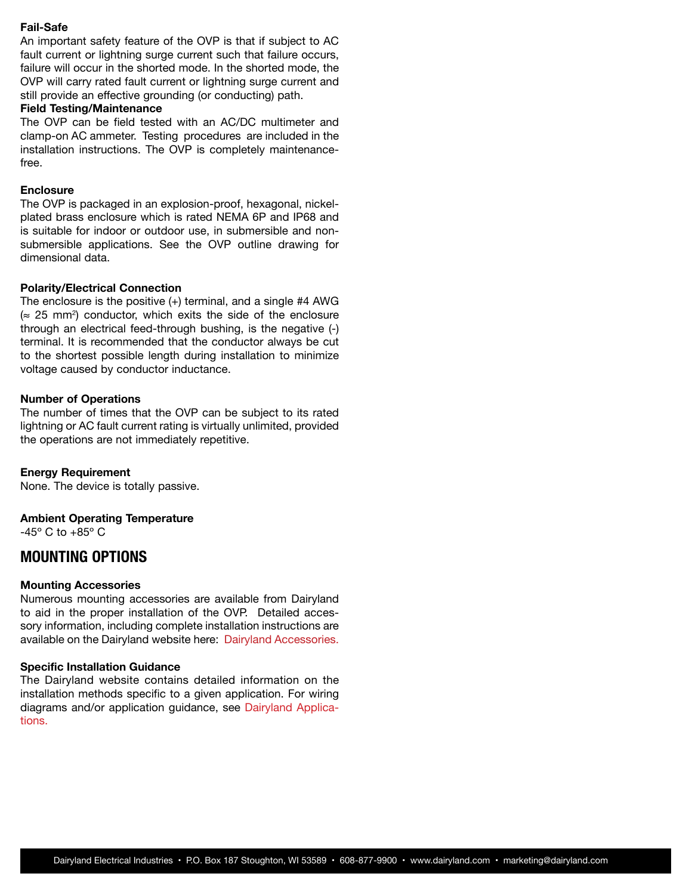**Fail-Safe**

An important safety feature of the OVP is that if subject to AC fault current or lightning surge current such that failure occurs, failure will occur in the shorted mode. In the shorted mode, the OVP will carry rated fault current or lightning surge current and still provide an effective grounding (or conducting) path.

**Field Testing/Maintenance**

The OVP can be field tested with an AC/DC multimeter and clamp-on AC ammeter. Testing procedures are included in the installation instructions. The OVP is completely maintenance-free.

**Enclosure**

The OVP is packaged in an explosion-proof, hexagonal, nickel-plated brass enclosure which is rated NEMA 6P and IP68 and is suitable for indoor or outdoor use, in submersible and non-submersible applications. See the OVP outline drawing for dimensional data.

**Polarity/Electrical Connection**

The enclosure is the positive (+) terminal, and a single #4 AWG (≈ 25 $mm^2$) conductor, which exits the side of the enclosure through an electrical feed-through bushing, is the negative (-) terminal. It is recommended that the conductor always be cut to the shortest possible length during installation to minimize voltage caused by conductor inductance.

**Number of Operations**

The number of times that the OVP can be subject to its rated lightning or AC fault current rating is virtually unlimited, provided the operations are not immediately repetitive.

**Energy Requirement**

None. The device is totally passive.

**Ambient Operating Temperature**

-45° C to +85° C

## MOUNTING OPTIONS

**Mounting Accessories**

Numerous mounting accessories are available from Dairyland to aid in the proper installation of the OVP. Detailed accessory information, including complete installation instructions are available on the Dairyland website here: Dairyland Accessories.

**Specific Installation Guidance**

The Dairyland website contains detailed information on the installation methods specific to a given application. For wiring diagrams and/or application guidance, see Dairyland Applications.

Dairyland Electrical Industries • P.O. Box 187 Stoughton, WI 53589 • 608-877-9900 • www.dairyland.com • marketing@dairyland.com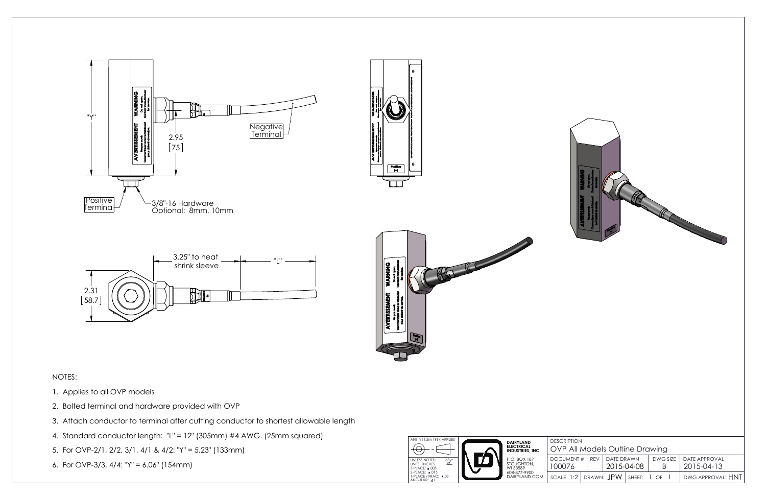"Y"

2.95
[75]

Negative Terminal

Positive Terminal

3/8"-16 Hardware
Optional: 8mm, 10mm

3.25" to heat shrink sleeve

"L"

2.31
[58.7]

NOTES:

1. Applies to all OVP models
2. Bolted terminal and hardware provided with OVP
3. Attach conductor to terminal after cutting conductor to shortest allowable length
4. Standard conductor length: "L" = 12" (305mm) #4 AWG. (25mm squared)
5. For OVP-2/1, 2/2, 3/1, 4/1 & 4/2: "Y" = 5.23" (133mm)
6. For OVP-3/3, 4/4: "Y" = 6.06" (154mm)

| | | | | | | |
|---|---|---|---|---|---|---|
| ANSI Y14.5M 1994 APPLIES | DAIRYLAND ELECTRICAL INDUSTRIES, INC. | DESCRIPTION: OVP All Models Outline Drawing | | | | |
| UNLESS NOTED UNITS: INCHES 3-PLACE: ±.005 2-PLACE: ±.015 1-PLACE / FRAC: ±.03 ANGULAR: ±1 | P.O. BOX 187 STOUGHTON, WI 53589 608-877-9900 DAIRYLAND.COM | DOCUMENT # 100076 | REV | DATE DRAWN 2015-04-08 | DWG SIZE B | DATE APPROVAL 2015-04-13 |
| | | SCALE 1:2 | DRAWN: JPW | SHEET: 1 OF 1 | | DWG APPROVAL: HNT |